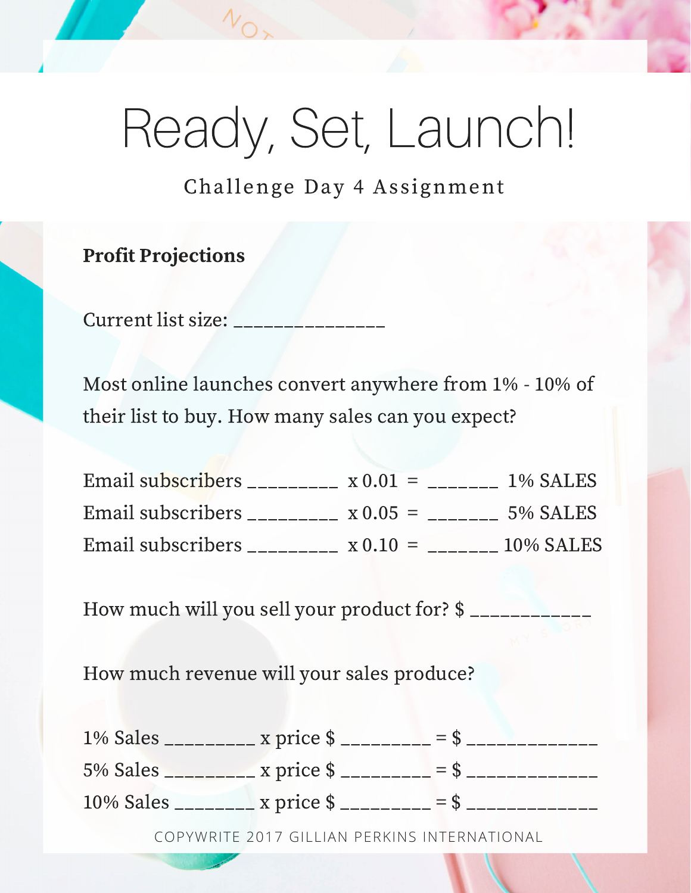# Ready, Set, Launch!

## Challenge Day 4 Assignment

**Profit Projections**

Current list size: _______________

Most online launches convert anywhere from 1% - 10% of their list to buy. How many sales can you expect?

Email subscribers _________ x 0.01 = _______ 1% SALES
Email subscribers _________ x 0.05 = _______ 5% SALES
Email subscribers _________ x 0.10 = _______ 10% SALES

How much will you sell your product for? $ ____________

How much revenue will your sales produce?

1% Sales _________ x price $ _________ = $ _____________
5% Sales _________ x price $ _________ = $ _____________
10% Sales ________ x price $ _________ = $ _____________

COPYWRITE 2017 GILLIAN PERKINS INTERNATIONAL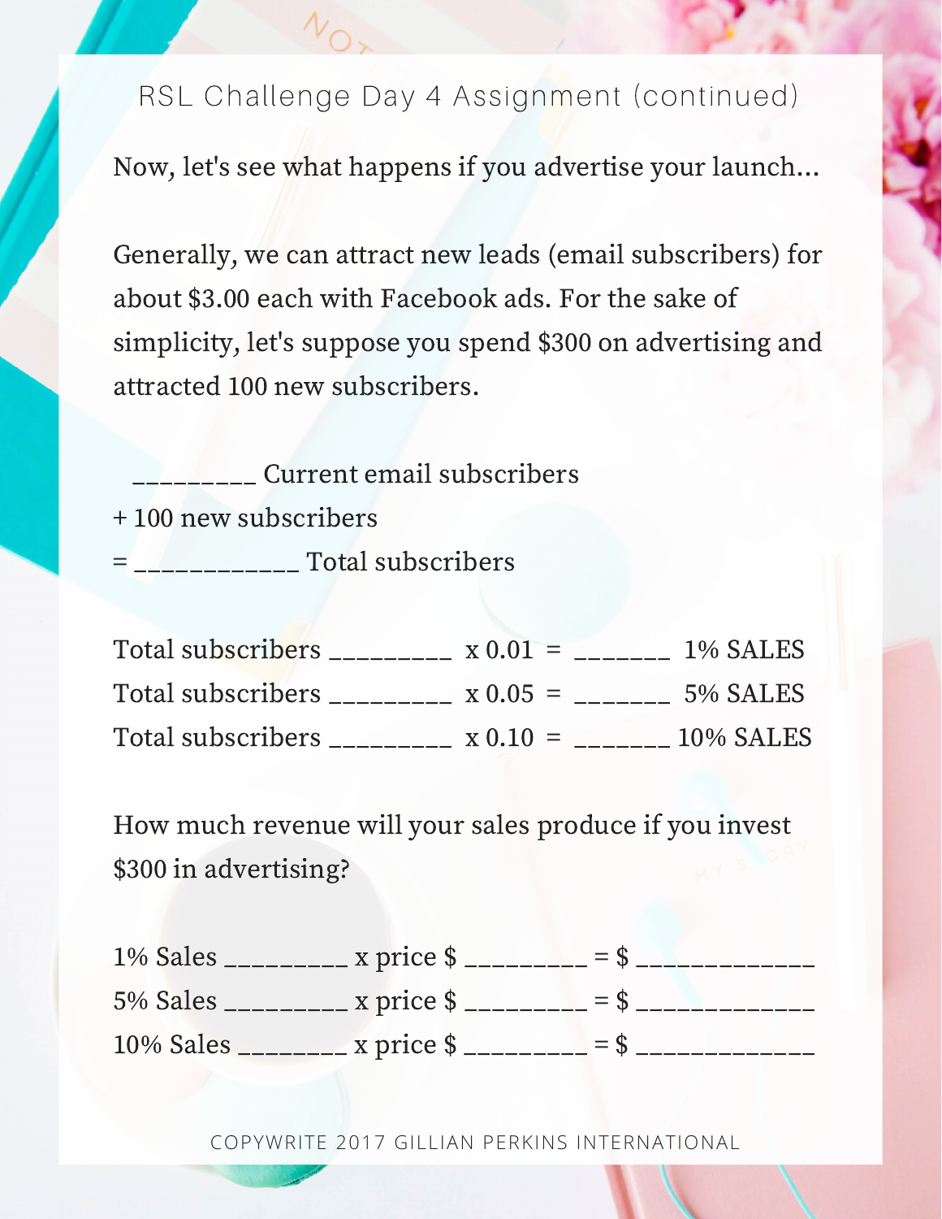## RSL Challenge Day 4 Assignment (continued)

Now, let's see what happens if you advertise your launch...

Generally, we can attract new leads (email subscribers) for about $3.00 each with Facebook ads. For the sake of simplicity, let's suppose you spend $300 on advertising and attracted 100 new subscribers.

_________ Current email subscribers
+ 100 new subscribers
= ____________ Total subscribers

Total subscribers _________ x 0.01 = _______ 1% SALES
Total subscribers _________ x 0.05 = _______ 5% SALES
Total subscribers _________ x 0.10 = _______ 10% SALES

How much revenue will your sales produce if you invest $300 in advertising?

1% Sales _________ x price $ _________ = $ _____________
5% Sales _________ x price $ _________ = $ _____________
10% Sales ________ x price $ _________ = $ _____________

COPYWRITE 2017 GILLIAN PERKINS INTERNATIONAL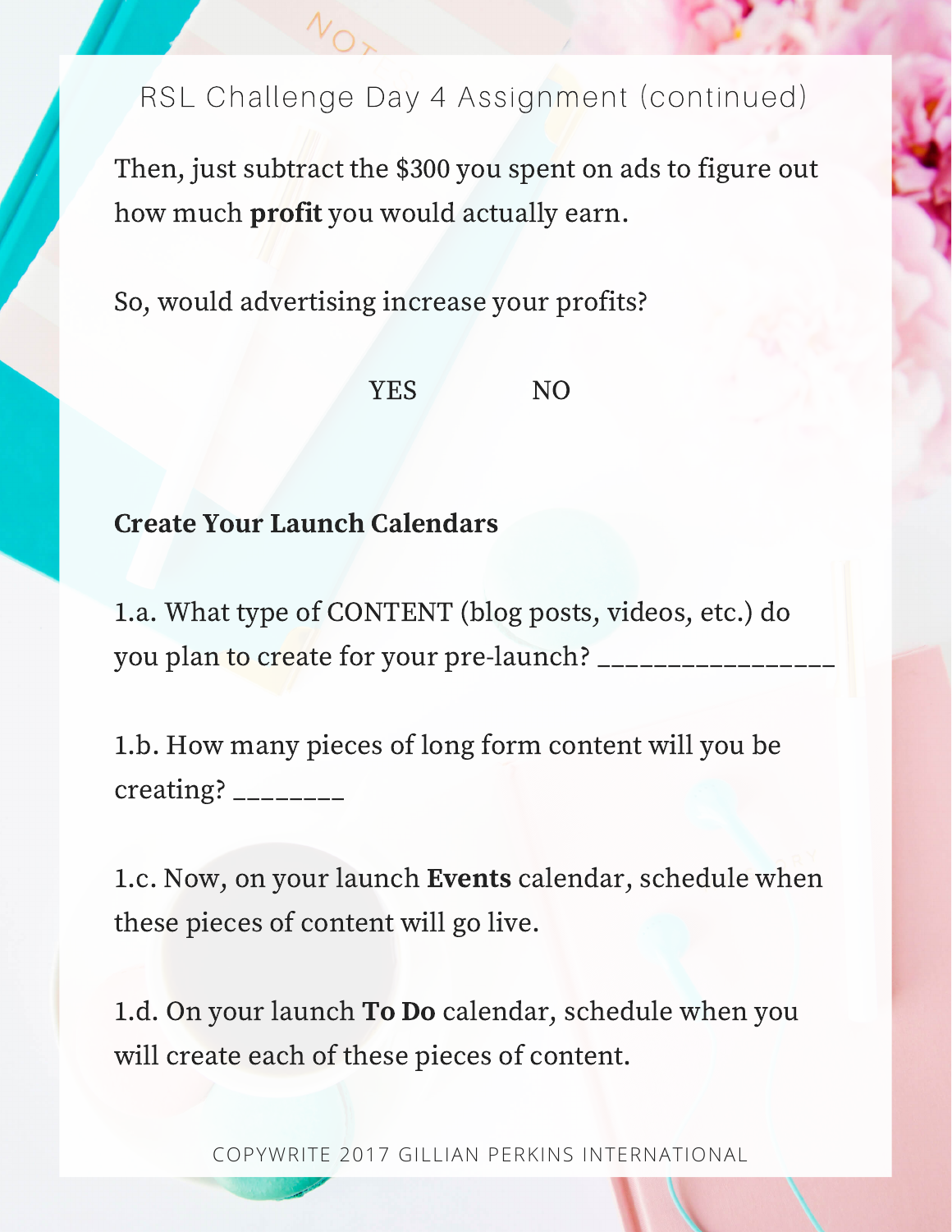RSL Challenge Day 4 Assignment (continued)

Then, just subtract the $300 you spent on ads to figure out how much **profit** you would actually earn.

So, would advertising increase your profits?

YES NO

**Create Your Launch Calendars**

1.a. What type of CONTENT (blog posts, videos, etc.) do you plan to create for your pre-launch? _________________

1.b. How many pieces of long form content will you be creating? ________

1.c. Now, on your launch **Events** calendar, schedule when these pieces of content will go live.

1.d. On your launch **To Do** calendar, schedule when you will create each of these pieces of content.

COPYWRITE 2017 GILLIAN PERKINS INTERNATIONAL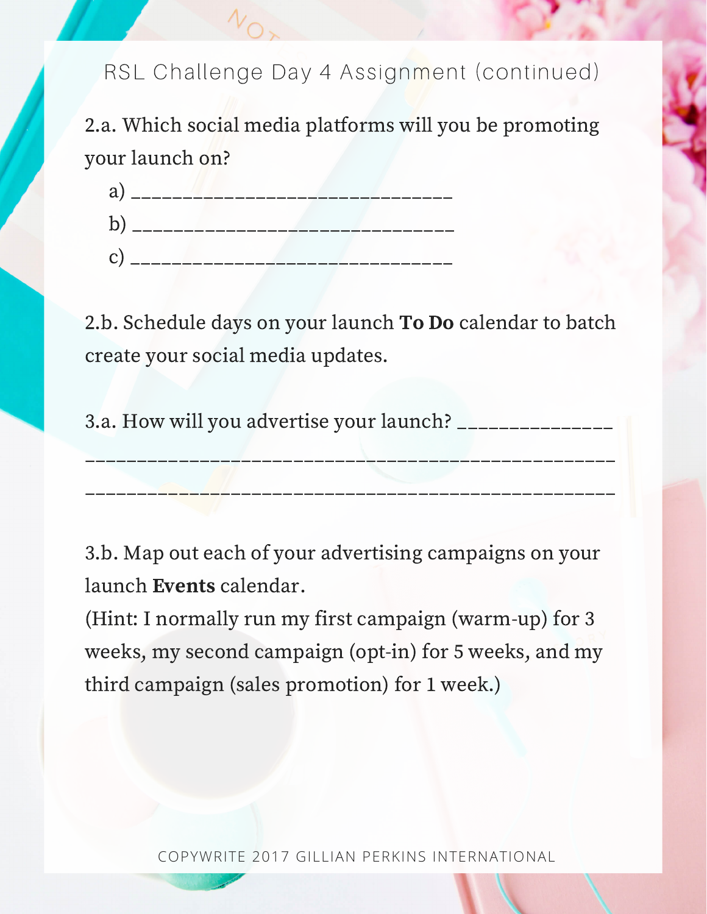# RSL Challenge Day 4 Assignment (continued)

2.a. Which social media platforms will you be promoting your launch on?

a) ______________________________

b) ______________________________

c) ______________________________

2.b. Schedule days on your launch **To Do** calendar to batch create your social media updates.

3.a. How will you advertise your launch? ______________

__________________________________________________

__________________________________________________

3.b. Map out each of your advertising campaigns on your launch **Events** calendar.
(Hint: I normally run my first campaign (warm-up) for 3 weeks, my second campaign (opt-in) for 5 weeks, and my third campaign (sales promotion) for 1 week.)

COPYWRITE 2017 GILLIAN PERKINS INTERNATIONAL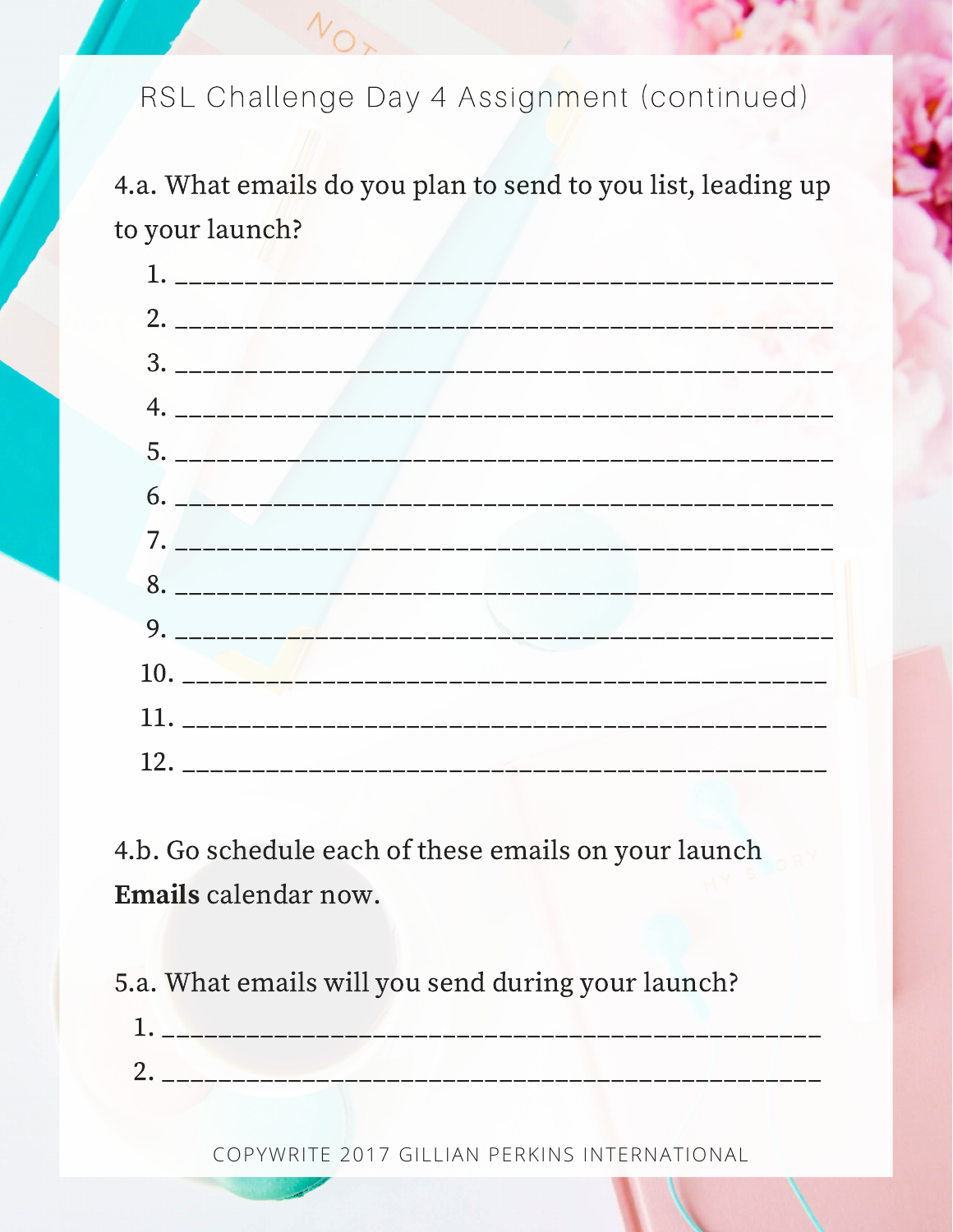RSL Challenge Day 4 Assignment (continued)

4.a. What emails do you plan to send to you list, leading up to your launch?

1. ______________________________________________
2. ______________________________________________
3. ______________________________________________
4. ______________________________________________
5. ______________________________________________
6. ______________________________________________
7. ______________________________________________
8. ______________________________________________
9. ______________________________________________
10. _____________________________________________
11. _____________________________________________
12. _____________________________________________

4.b. Go schedule each of these emails on your launch **Emails** calendar now.

5.a. What emails will you send during your launch?

1. ______________________________________________
2. ______________________________________________

COPYWRITE 2017 GILLIAN PERKINS INTERNATIONAL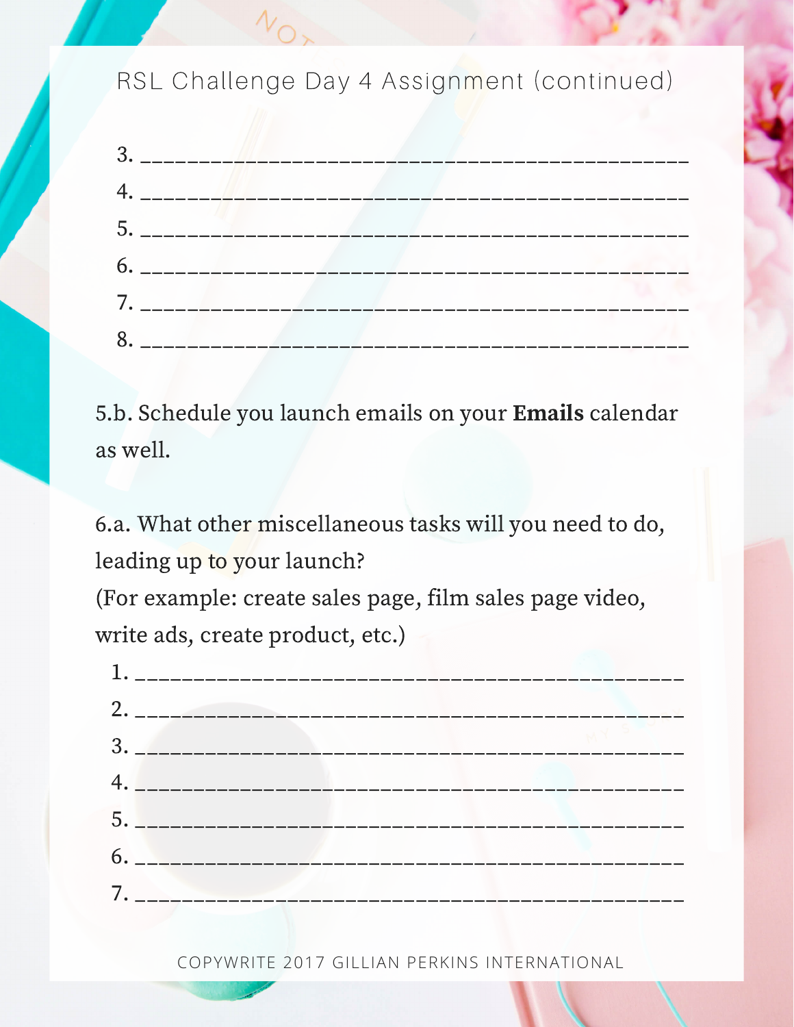RSL Challenge Day 4 Assignment (continued)

3. ______________________________________________
4. ______________________________________________
5. ______________________________________________
6. ______________________________________________
7. ______________________________________________
8. ______________________________________________

5.b. Schedule you launch emails on your **Emails** calendar as well.

6.a. What other miscellaneous tasks will you need to do, leading up to your launch?
(For example: create sales page, film sales page video, write ads, create product, etc.)

1. ______________________________________________
2. ______________________________________________
3. ______________________________________________
4. ______________________________________________
5. ______________________________________________
6. ______________________________________________
7. ______________________________________________

COPYWRITE 2017 GILLIAN PERKINS INTERNATIONAL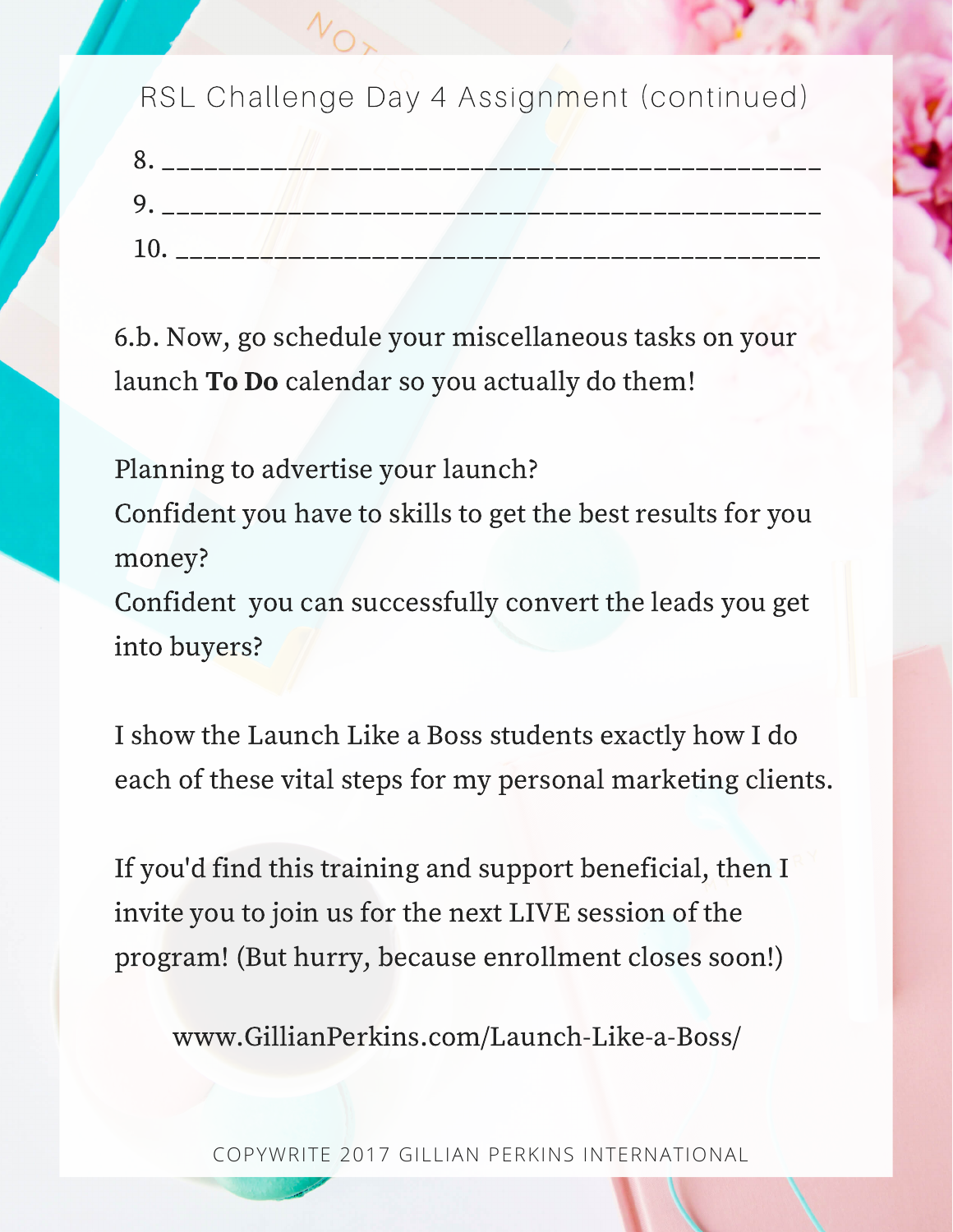RSL Challenge Day 4 Assignment (continued)

8. ______________________________________________
9. ______________________________________________
10. _____________________________________________

6.b. Now, go schedule your miscellaneous tasks on your launch **To Do** calendar so you actually do them!

Planning to advertise your launch?
Confident you have to skills to get the best results for you money?
Confident you can successfully convert the leads you get into buyers?

I show the Launch Like a Boss students exactly how I do each of these vital steps for my personal marketing clients.

If you'd find this training and support beneficial, then I invite you to join us for the next LIVE session of the program! (But hurry, because enrollment closes soon!)

www.GillianPerkins.com/Launch-Like-a-Boss/

COPYWRITE 2017 GILLIAN PERKINS INTERNATIONAL